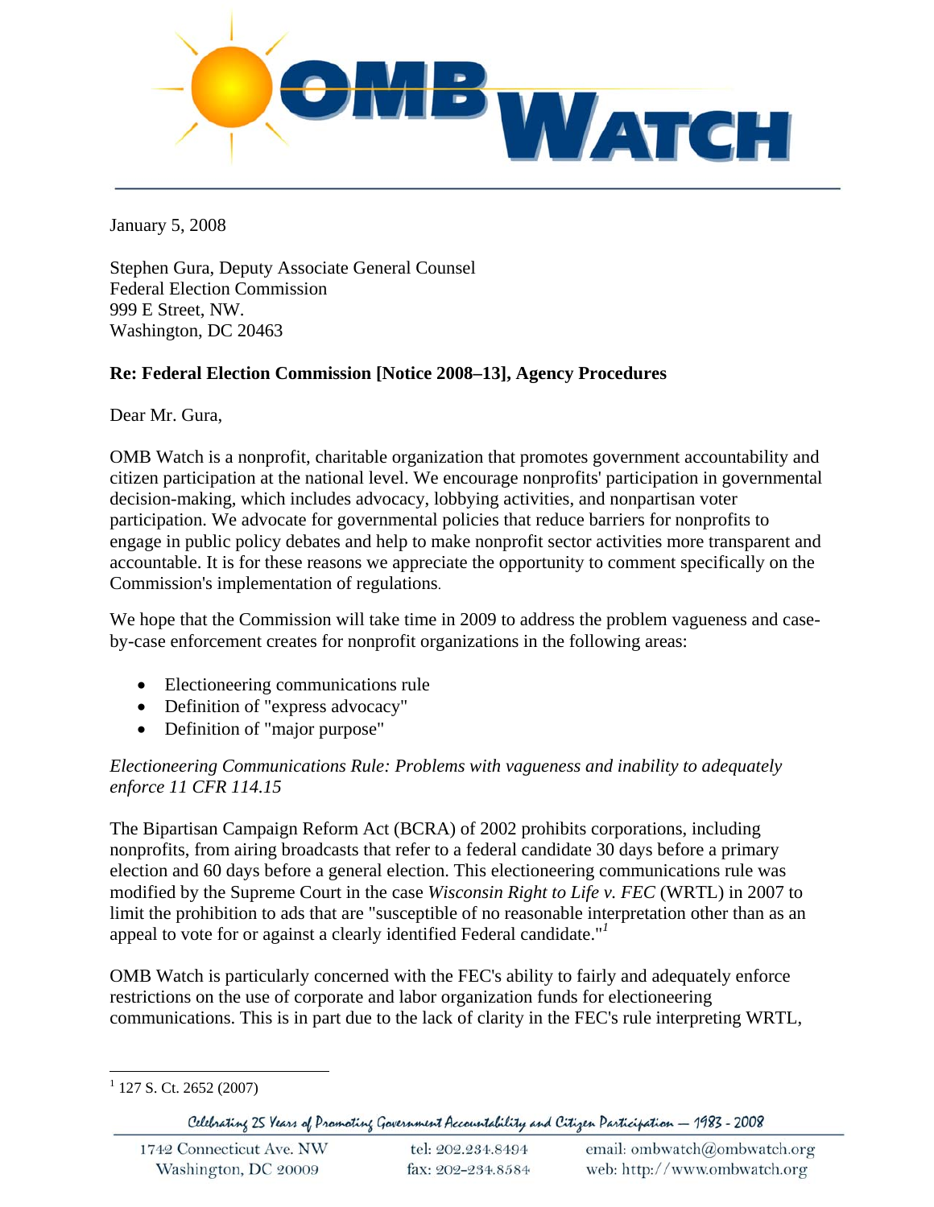January 5, 2008

Stephen Gura, Deputy Associate General Counsel
Federal Election Commission
999 E Street, NW.
Washington, DC 20463

**Re: Federal Election Commission [Notice 2008–13], Agency Procedures**

Dear Mr. Gura,

OMB Watch is a nonprofit, charitable organization that promotes government accountability and citizen participation at the national level. We encourage nonprofits' participation in governmental decision-making, which includes advocacy, lobbying activities, and nonpartisan voter participation. We advocate for governmental policies that reduce barriers for nonprofits to engage in public policy debates and help to make nonprofit sector activities more transparent and accountable. It is for these reasons we appreciate the opportunity to comment specifically on the Commission's implementation of regulations.

We hope that the Commission will take time in 2009 to address the problem vagueness and case-by-case enforcement creates for nonprofit organizations in the following areas:

- Electioneering communications rule
- Definition of "express advocacy"
- Definition of "major purpose"

*Electioneering Communications Rule: Problems with vagueness and inability to adequately enforce 11 CFR 114.15*

The Bipartisan Campaign Reform Act (BCRA) of 2002 prohibits corporations, including nonprofits, from airing broadcasts that refer to a federal candidate 30 days before a primary election and 60 days before a general election. This electioneering communications rule was modified by the Supreme Court in the case *Wisconsin Right to Life v. FEC* (WRTL) in 2007 to limit the prohibition to ads that are "susceptible of no reasonable interpretation other than as an appeal to vote for or against a clearly identified Federal candidate."[1]

OMB Watch is particularly concerned with the FEC's ability to fairly and adequately enforce restrictions on the use of corporate and labor organization funds for electioneering communications. This is in part due to the lack of clarity in the FEC's rule interpreting WRTL,

[1] 127 S. Ct. 2652 (2007)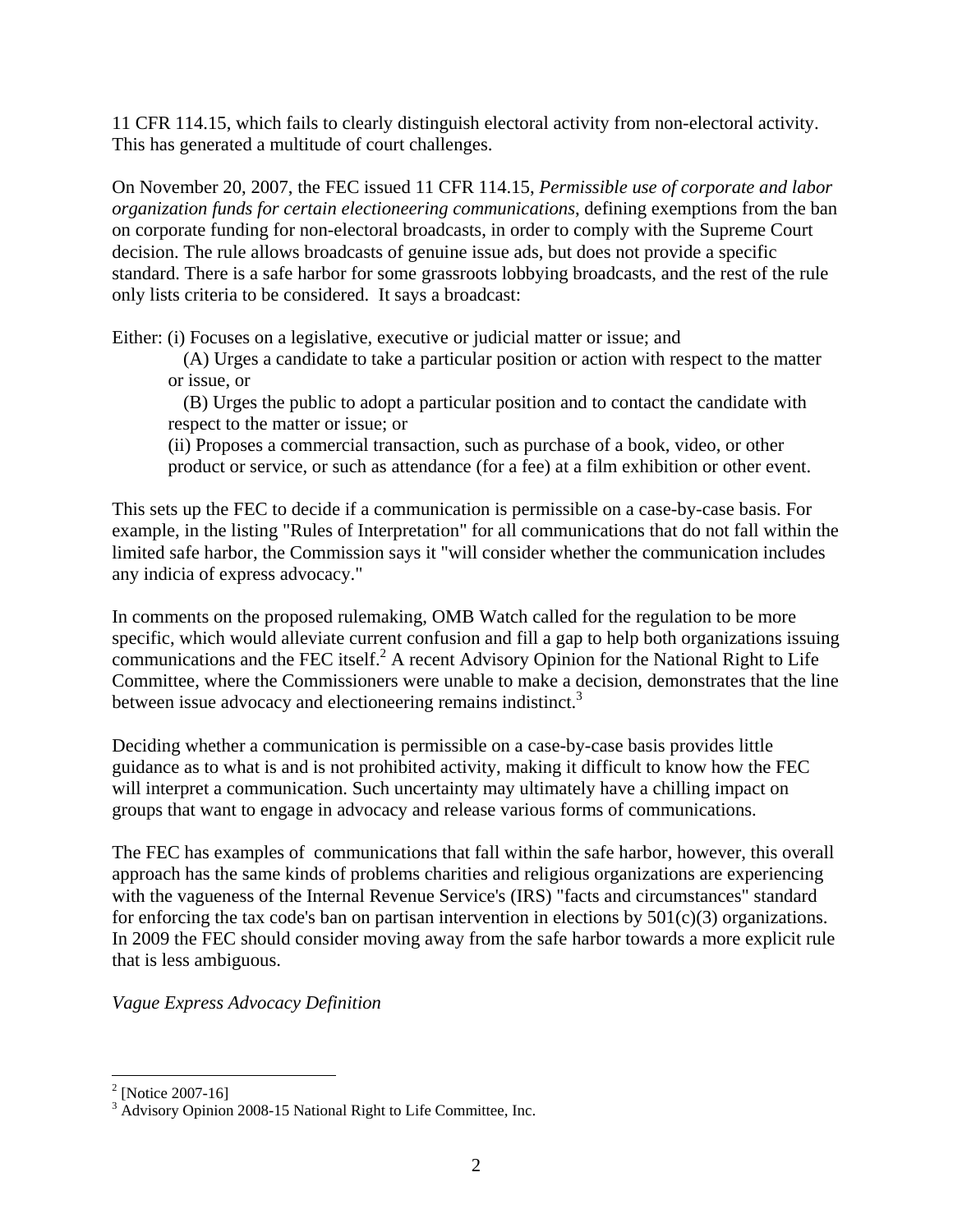11 CFR 114.15, which fails to clearly distinguish electoral activity from non-electoral activity. This has generated a multitude of court challenges.

On November 20, 2007, the FEC issued 11 CFR 114.15, *Permissible use of corporate and labor organization funds for certain electioneering communications*, defining exemptions from the ban on corporate funding for non-electoral broadcasts, in order to comply with the Supreme Court decision. The rule allows broadcasts of genuine issue ads, but does not provide a specific standard. There is a safe harbor for some grassroots lobbying broadcasts, and the rest of the rule only lists criteria to be considered. It says a broadcast:

Either: (i) Focuses on a legislative, executive or judicial matter or issue; and

> (A) Urges a candidate to take a particular position or action with respect to the matter or issue, or
>
> (B) Urges the public to adopt a particular position and to contact the candidate with respect to the matter or issue; or
>
> (ii) Proposes a commercial transaction, such as purchase of a book, video, or other product or service, or such as attendance (for a fee) at a film exhibition or other event.

This sets up the FEC to decide if a communication is permissible on a case-by-case basis. For example, in the listing "Rules of Interpretation" for all communications that do not fall within the limited safe harbor, the Commission says it "will consider whether the communication includes any indicia of express advocacy."

In comments on the proposed rulemaking, OMB Watch called for the regulation to be more specific, which would alleviate current confusion and fill a gap to help both organizations issuing communications and the FEC itself.[2] A recent Advisory Opinion for the National Right to Life Committee, where the Commissioners were unable to make a decision, demonstrates that the line between issue advocacy and electioneering remains indistinct.[3]

Deciding whether a communication is permissible on a case-by-case basis provides little guidance as to what is and is not prohibited activity, making it difficult to know how the FEC will interpret a communication. Such uncertainty may ultimately have a chilling impact on groups that want to engage in advocacy and release various forms of communications.

The FEC has examples of communications that fall within the safe harbor, however, this overall approach has the same kinds of problems charities and religious organizations are experiencing with the vagueness of the Internal Revenue Service's (IRS) "facts and circumstances" standard for enforcing the tax code's ban on partisan intervention in elections by 501(c)(3) organizations. In 2009 the FEC should consider moving away from the safe harbor towards a more explicit rule that is less ambiguous.

*Vague Express Advocacy Definition*

---

[2] [Notice 2007-16]

[3] Advisory Opinion 2008-15 National Right to Life Committee, Inc.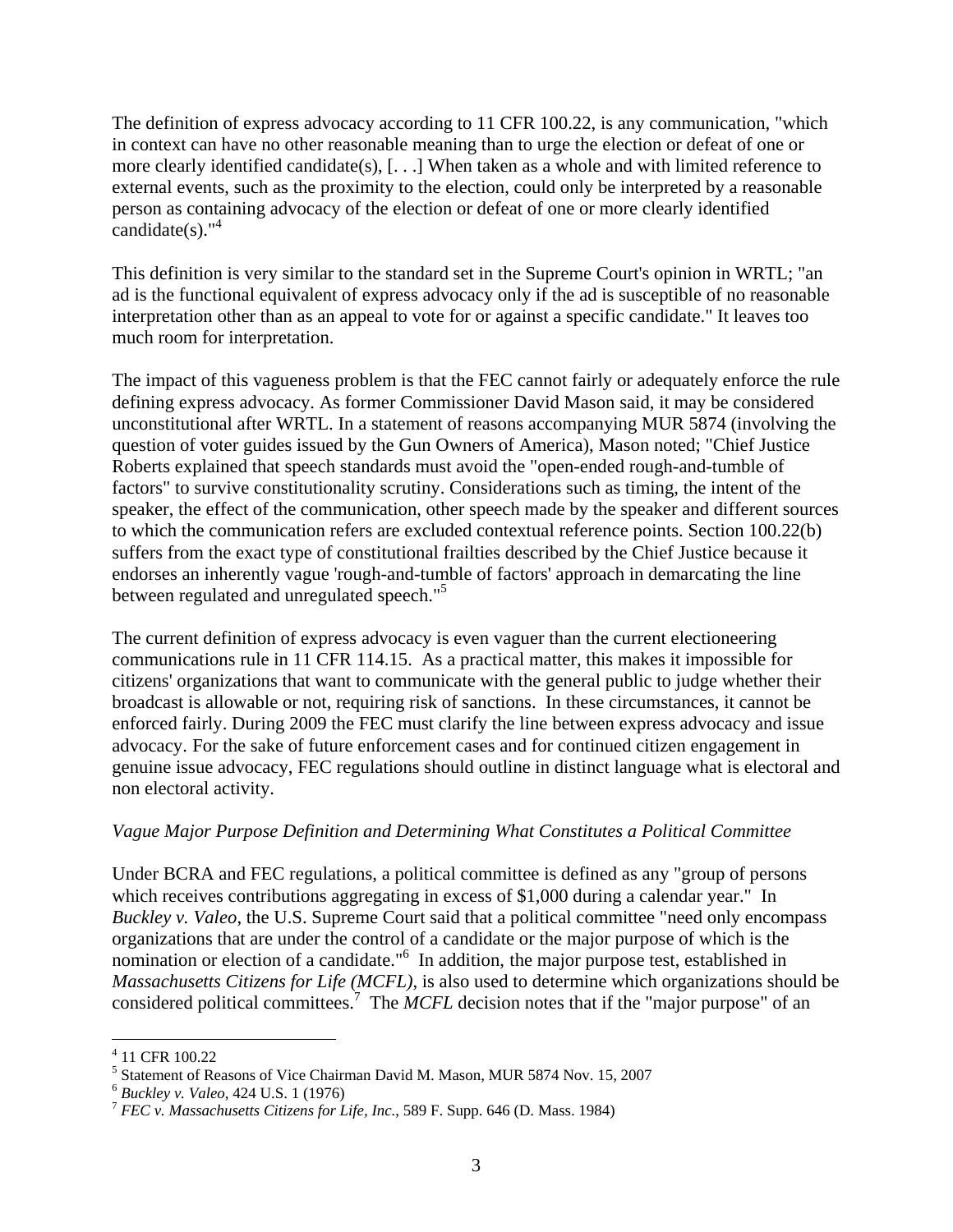The definition of express advocacy according to 11 CFR 100.22, is any communication, "which in context can have no other reasonable meaning than to urge the election or defeat of one or more clearly identified candidate(s), [. . .] When taken as a whole and with limited reference to external events, such as the proximity to the election, could only be interpreted by a reasonable person as containing advocacy of the election or defeat of one or more clearly identified candidate(s)."[4]

This definition is very similar to the standard set in the Supreme Court's opinion in WRTL; "an ad is the functional equivalent of express advocacy only if the ad is susceptible of no reasonable interpretation other than as an appeal to vote for or against a specific candidate." It leaves too much room for interpretation.

The impact of this vagueness problem is that the FEC cannot fairly or adequately enforce the rule defining express advocacy. As former Commissioner David Mason said, it may be considered unconstitutional after WRTL. In a statement of reasons accompanying MUR 5874 (involving the question of voter guides issued by the Gun Owners of America), Mason noted; "Chief Justice Roberts explained that speech standards must avoid the "open-ended rough-and-tumble of factors" to survive constitutionality scrutiny. Considerations such as timing, the intent of the speaker, the effect of the communication, other speech made by the speaker and different sources to which the communication refers are excluded contextual reference points. Section 100.22(b) suffers from the exact type of constitutional frailties described by the Chief Justice because it endorses an inherently vague 'rough-and-tumble of factors' approach in demarcating the line between regulated and unregulated speech."[5]

The current definition of express advocacy is even vaguer than the current electioneering communications rule in 11 CFR 114.15. As a practical matter, this makes it impossible for citizens' organizations that want to communicate with the general public to judge whether their broadcast is allowable or not, requiring risk of sanctions. In these circumstances, it cannot be enforced fairly. During 2009 the FEC must clarify the line between express advocacy and issue advocacy. For the sake of future enforcement cases and for continued citizen engagement in genuine issue advocacy, FEC regulations should outline in distinct language what is electoral and non electoral activity.

*Vague Major Purpose Definition and Determining What Constitutes a Political Committee*

Under BCRA and FEC regulations, a political committee is defined as any "group of persons which receives contributions aggregating in excess of $1,000 during a calendar year." In *Buckley v. Valeo*, the U.S. Supreme Court said that a political committee "need only encompass organizations that are under the control of a candidate or the major purpose of which is the nomination or election of a candidate."[6] In addition, the major purpose test, established in *Massachusetts Citizens for Life (MCFL)*, is also used to determine which organizations should be considered political committees.[7] The *MCFL* decision notes that if the "major purpose" of an

---

[4] 11 CFR 100.22

[5] Statement of Reasons of Vice Chairman David M. Mason, MUR 5874 Nov. 15, 2007

[6] *Buckley v. Valeo*, 424 U.S. 1 (1976)

[7] *FEC v. Massachusetts Citizens for Life, Inc.*, 589 F. Supp. 646 (D. Mass. 1984)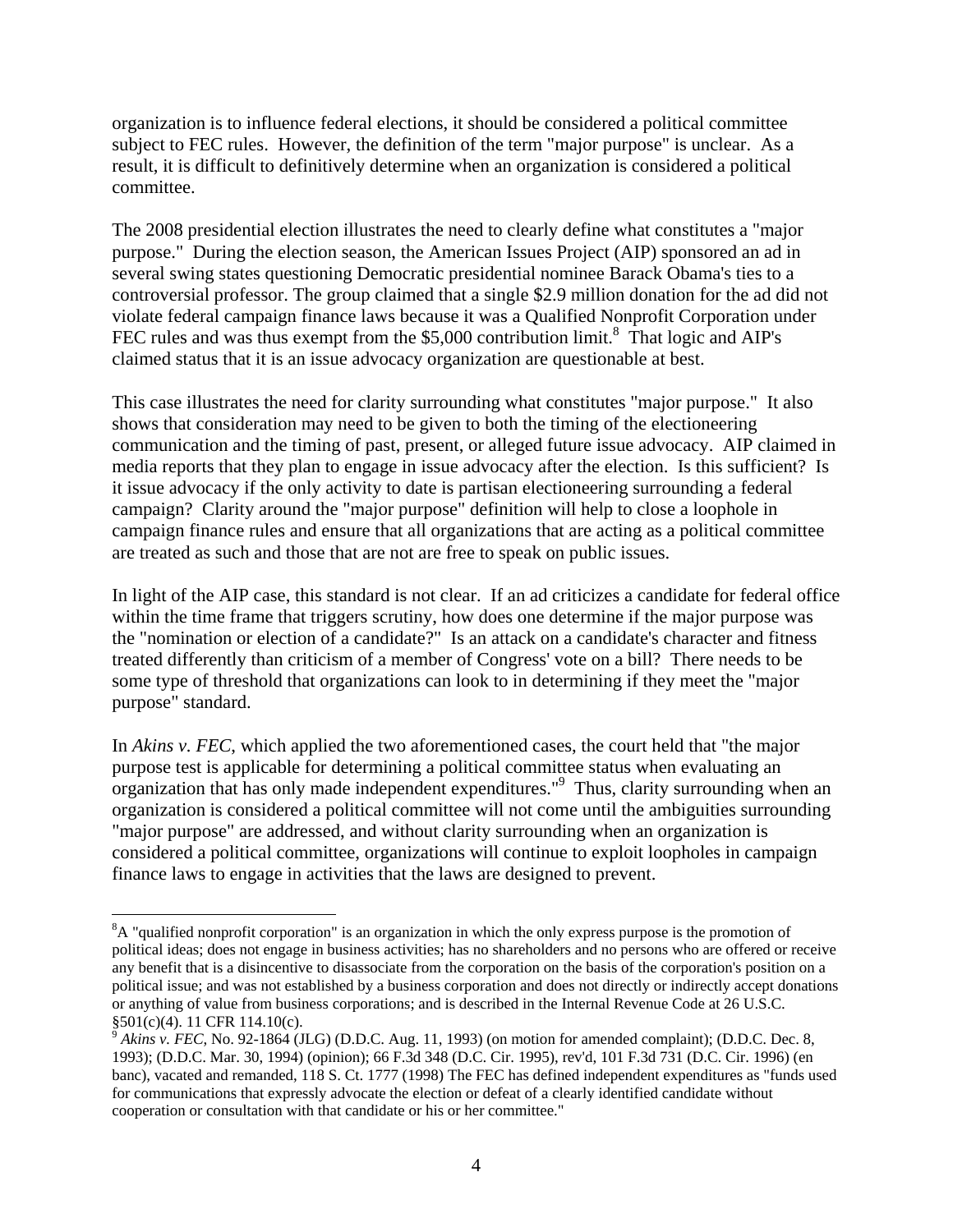organization is to influence federal elections, it should be considered a political committee subject to FEC rules. However, the definition of the term "major purpose" is unclear. As a result, it is difficult to definitively determine when an organization is considered a political committee.

The 2008 presidential election illustrates the need to clearly define what constitutes a "major purpose." During the election season, the American Issues Project (AIP) sponsored an ad in several swing states questioning Democratic presidential nominee Barack Obama's ties to a controversial professor. The group claimed that a single $2.9 million donation for the ad did not violate federal campaign finance laws because it was a Qualified Nonprofit Corporation under FEC rules and was thus exempt from the $5,000 contribution limit.[8] That logic and AIP's claimed status that it is an issue advocacy organization are questionable at best.

This case illustrates the need for clarity surrounding what constitutes "major purpose." It also shows that consideration may need to be given to both the timing of the electioneering communication and the timing of past, present, or alleged future issue advocacy. AIP claimed in media reports that they plan to engage in issue advocacy after the election. Is this sufficient? Is it issue advocacy if the only activity to date is partisan electioneering surrounding a federal campaign? Clarity around the "major purpose" definition will help to close a loophole in campaign finance rules and ensure that all organizations that are acting as a political committee are treated as such and those that are not are free to speak on public issues.

In light of the AIP case, this standard is not clear. If an ad criticizes a candidate for federal office within the time frame that triggers scrutiny, how does one determine if the major purpose was the "nomination or election of a candidate?" Is an attack on a candidate's character and fitness treated differently than criticism of a member of Congress' vote on a bill? There needs to be some type of threshold that organizations can look to in determining if they meet the "major purpose" standard.

In *Akins v. FEC*, which applied the two aforementioned cases, the court held that "the major purpose test is applicable for determining a political committee status when evaluating an organization that has only made independent expenditures."[9] Thus, clarity surrounding when an organization is considered a political committee will not come until the ambiguities surrounding "major purpose" are addressed, and without clarity surrounding when an organization is considered a political committee, organizations will continue to exploit loopholes in campaign finance laws to engage in activities that the laws are designed to prevent.

---

[8] A "qualified nonprofit corporation" is an organization in which the only express purpose is the promotion of political ideas; does not engage in business activities; has no shareholders and no persons who are offered or receive any benefit that is a disincentive to disassociate from the corporation on the basis of the corporation's position on a political issue; and was not established by a business corporation and does not directly or indirectly accept donations or anything of value from business corporations; and is described in the Internal Revenue Code at 26 U.S.C. §501(c)(4). 11 CFR 114.10(c).

[9] *Akins v. FEC*, No. 92-1864 (JLG) (D.D.C. Aug. 11, 1993) (on motion for amended complaint); (D.D.C. Dec. 8, 1993); (D.D.C. Mar. 30, 1994) (opinion); 66 F.3d 348 (D.C. Cir. 1995), rev'd, 101 F.3d 731 (D.C. Cir. 1996) (en banc), vacated and remanded, 118 S. Ct. 1777 (1998) The FEC has defined independent expenditures as "funds used for communications that expressly advocate the election or defeat of a clearly identified candidate without cooperation or consultation with that candidate or his or her committee."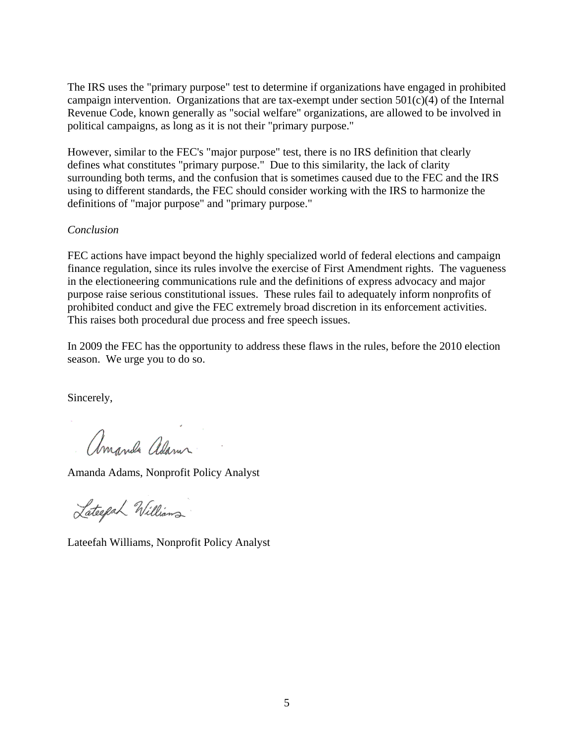The IRS uses the "primary purpose" test to determine if organizations have engaged in prohibited campaign intervention. Organizations that are tax-exempt under section 501(c)(4) of the Internal Revenue Code, known generally as "social welfare" organizations, are allowed to be involved in political campaigns, as long as it is not their "primary purpose."

However, similar to the FEC's "major purpose" test, there is no IRS definition that clearly defines what constitutes "primary purpose." Due to this similarity, the lack of clarity surrounding both terms, and the confusion that is sometimes caused due to the FEC and the IRS using to different standards, the FEC should consider working with the IRS to harmonize the definitions of "major purpose" and "primary purpose."

*Conclusion*

FEC actions have impact beyond the highly specialized world of federal elections and campaign finance regulation, since its rules involve the exercise of First Amendment rights. The vagueness in the electioneering communications rule and the definitions of express advocacy and major purpose raise serious constitutional issues. These rules fail to adequately inform nonprofits of prohibited conduct and give the FEC extremely broad discretion in its enforcement activities. This raises both procedural due process and free speech issues.

In 2009 the FEC has the opportunity to address these flaws in the rules, before the 2010 election season. We urge you to do so.

Sincerely,

Amanda Adams

Amanda Adams, Nonprofit Policy Analyst

Lateefah Williams

Lateefah Williams, Nonprofit Policy Analyst